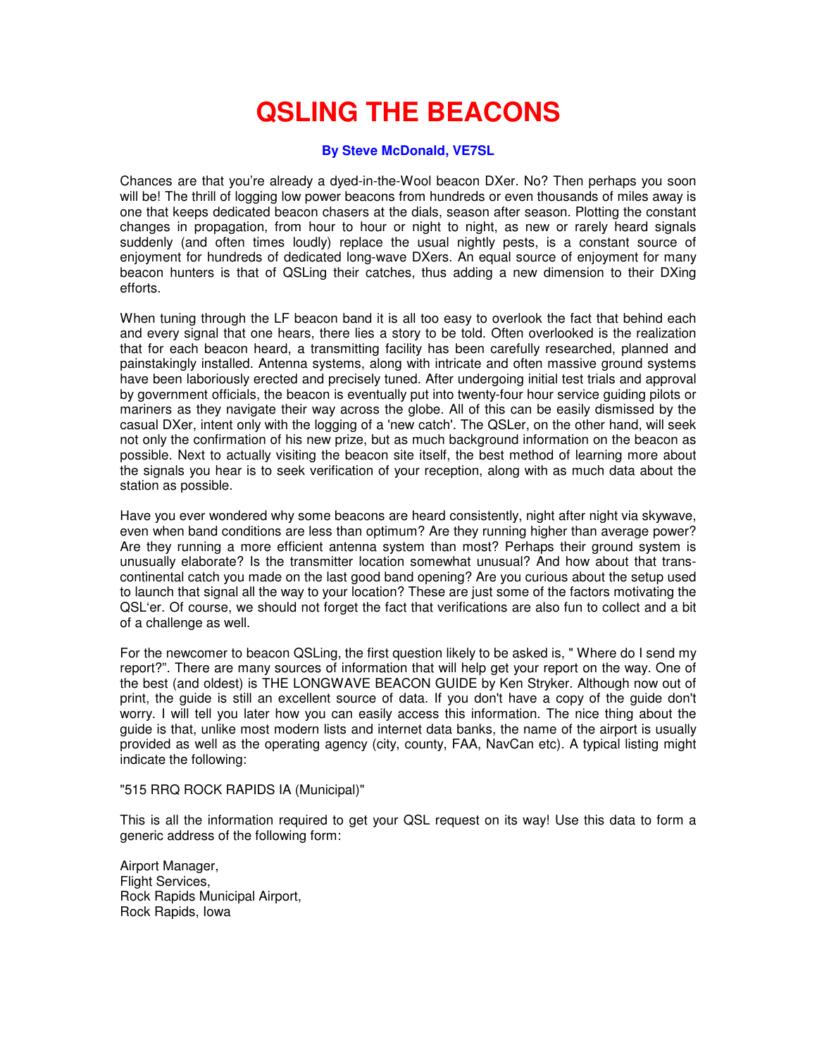# QSLING THE BEACONS

**By Steve McDonald, VE7SL**

Chances are that you're already a dyed-in-the-Wool beacon DXer. No? Then perhaps you soon will be! The thrill of logging low power beacons from hundreds or even thousands of miles away is one that keeps dedicated beacon chasers at the dials, season after season. Plotting the constant changes in propagation, from hour to hour or night to night, as new or rarely heard signals suddenly (and often times loudly) replace the usual nightly pests, is a constant source of enjoyment for hundreds of dedicated long-wave DXers. An equal source of enjoyment for many beacon hunters is that of QSLing their catches, thus adding a new dimension to their DXing efforts.

When tuning through the LF beacon band it is all too easy to overlook the fact that behind each and every signal that one hears, there lies a story to be told. Often overlooked is the realization that for each beacon heard, a transmitting facility has been carefully researched, planned and painstakingly installed. Antenna systems, along with intricate and often massive ground systems have been laboriously erected and precisely tuned. After undergoing initial test trials and approval by government officials, the beacon is eventually put into twenty-four hour service guiding pilots or mariners as they navigate their way across the globe. All of this can be easily dismissed by the casual DXer, intent only with the logging of a 'new catch'. The QSLer, on the other hand, will seek not only the confirmation of his new prize, but as much background information on the beacon as possible. Next to actually visiting the beacon site itself, the best method of learning more about the signals you hear is to seek verification of your reception, along with as much data about the station as possible.

Have you ever wondered why some beacons are heard consistently, night after night via skywave, even when band conditions are less than optimum? Are they running higher than average power? Are they running a more efficient antenna system than most? Perhaps their ground system is unusually elaborate? Is the transmitter location somewhat unusual? And how about that trans-continental catch you made on the last good band opening? Are you curious about the setup used to launch that signal all the way to your location? These are just some of the factors motivating the QSL'er. Of course, we should not forget the fact that verifications are also fun to collect and a bit of a challenge as well.

For the newcomer to beacon QSLing, the first question likely to be asked is, " Where do I send my report?". There are many sources of information that will help get your report on the way. One of the best (and oldest) is THE LONGWAVE BEACON GUIDE by Ken Stryker. Although now out of print, the guide is still an excellent source of data. If you don't have a copy of the guide don't worry. I will tell you later how you can easily access this information. The nice thing about the guide is that, unlike most modern lists and internet data banks, the name of the airport is usually provided as well as the operating agency (city, county, FAA, NavCan etc). A typical listing might indicate the following:

"515 RRQ ROCK RAPIDS IA (Municipal)"

This is all the information required to get your QSL request on its way! Use this data to form a generic address of the following form:

Airport Manager,
Flight Services,
Rock Rapids Municipal Airport,
Rock Rapids, Iowa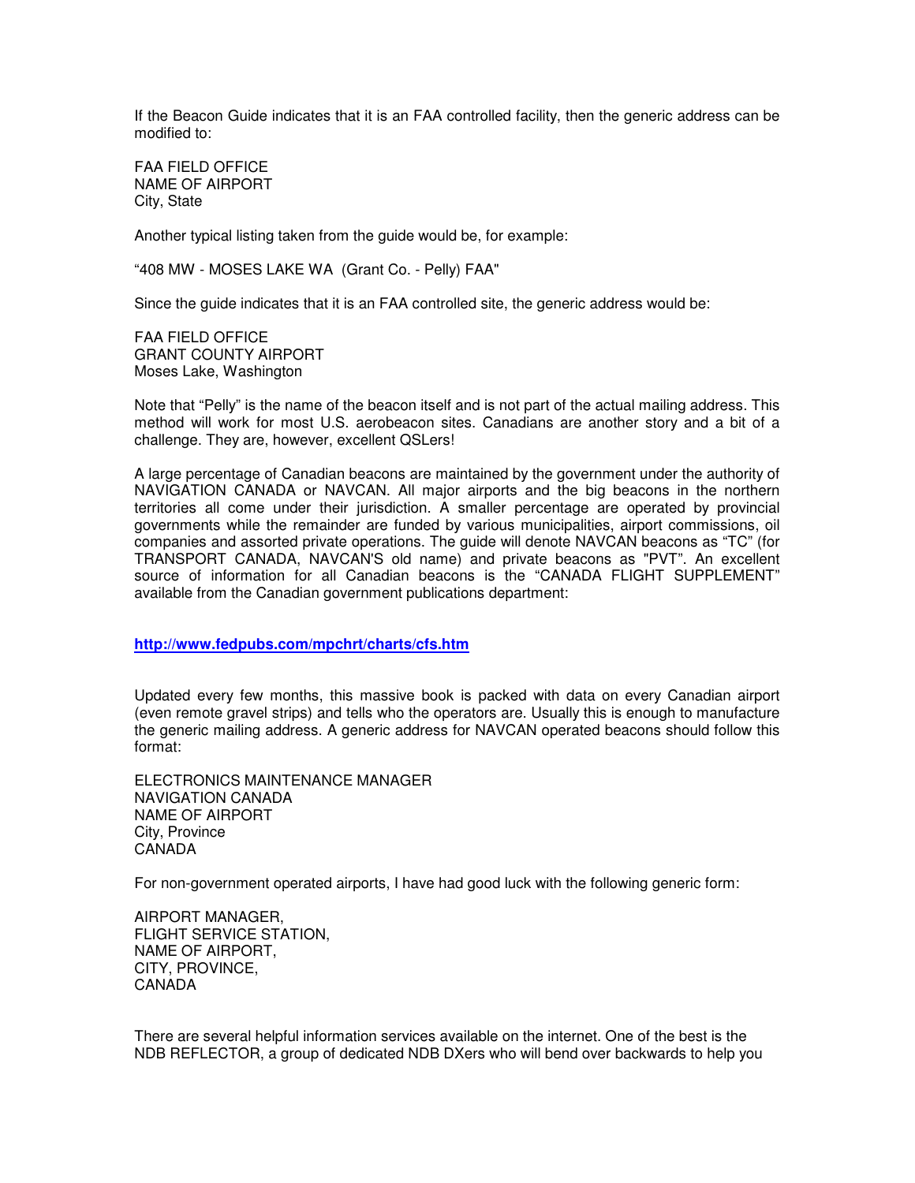If the Beacon Guide indicates that it is an FAA controlled facility, then the generic address can be modified to:

FAA FIELD OFFICE  
NAME OF AIRPORT  
City, State

Another typical listing taken from the guide would be, for example:

"408 MW - MOSES LAKE WA (Grant Co. - Pelly) FAA"

Since the guide indicates that it is an FAA controlled site, the generic address would be:

FAA FIELD OFFICE  
GRANT COUNTY AIRPORT  
Moses Lake, Washington

Note that "Pelly" is the name of the beacon itself and is not part of the actual mailing address. This method will work for most U.S. aerobeacon sites. Canadians are another story and a bit of a challenge. They are, however, excellent QSLers!

A large percentage of Canadian beacons are maintained by the government under the authority of NAVIGATION CANADA or NAVCAN. All major airports and the big beacons in the northern territories all come under their jurisdiction. A smaller percentage are operated by provincial governments while the remainder are funded by various municipalities, airport commissions, oil companies and assorted private operations. The guide will denote NAVCAN beacons as "TC" (for TRANSPORT CANADA, NAVCAN'S old name) and private beacons as "PVT". An excellent source of information for all Canadian beacons is the "CANADA FLIGHT SUPPLEMENT" available from the Canadian government publications department:

**http://www.fedpubs.com/mpchrt/charts/cfs.htm**

Updated every few months, this massive book is packed with data on every Canadian airport (even remote gravel strips) and tells who the operators are. Usually this is enough to manufacture the generic mailing address. A generic address for NAVCAN operated beacons should follow this format:

ELECTRONICS MAINTENANCE MANAGER  
NAVIGATION CANADA  
NAME OF AIRPORT  
City, Province  
CANADA

For non-government operated airports, I have had good luck with the following generic form:

AIRPORT MANAGER,  
FLIGHT SERVICE STATION,  
NAME OF AIRPORT,  
CITY, PROVINCE,  
CANADA

There are several helpful information services available on the internet. One of the best is the NDB REFLECTOR, a group of dedicated NDB DXers who will bend over backwards to help you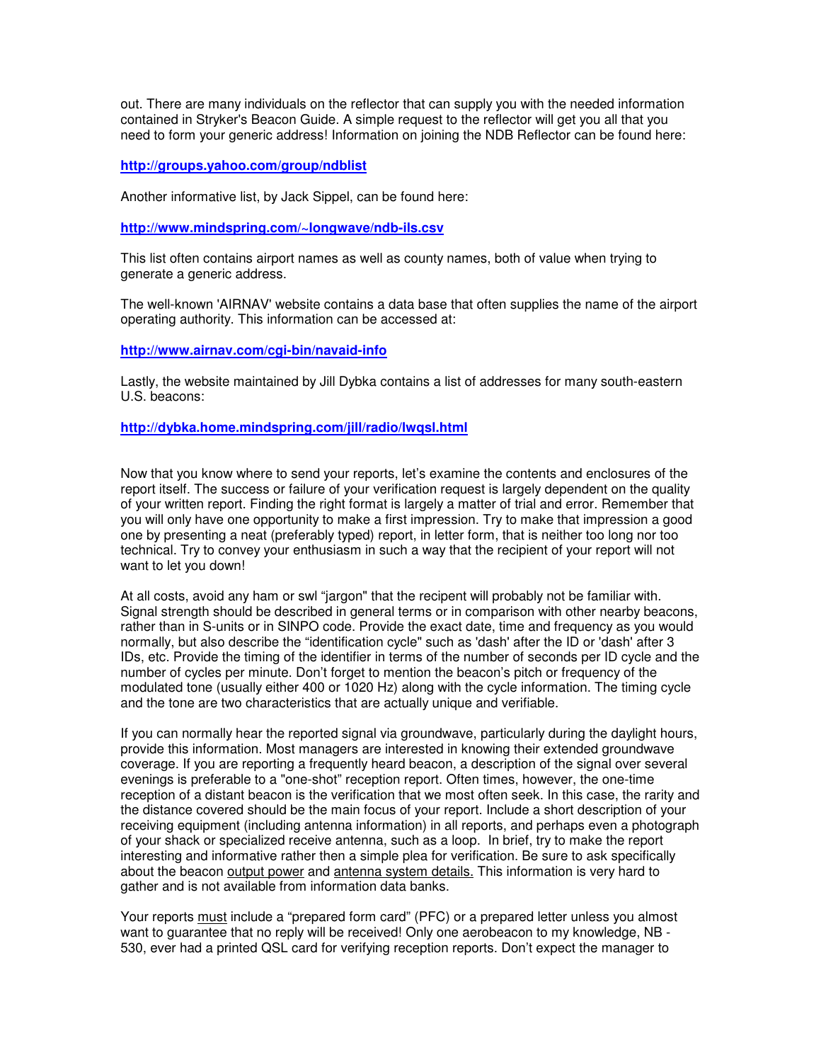out. There are many individuals on the reflector that can supply you with the needed information contained in Stryker's Beacon Guide. A simple request to the reflector will get you all that you need to form your generic address! Information on joining the NDB Reflector can be found here:

**http://groups.yahoo.com/group/ndblist**

Another informative list, by Jack Sippel, can be found here:

**http://www.mindspring.com/~longwave/ndb-ils.csv**

This list often contains airport names as well as county names, both of value when trying to generate a generic address.

The well-known 'AIRNAV' website contains a data base that often supplies the name of the airport operating authority. This information can be accessed at:

**http://www.airnav.com/cgi-bin/navaid-info**

Lastly, the website maintained by Jill Dybka contains a list of addresses for many south-eastern U.S. beacons:

**http://dybka.home.mindspring.com/jill/radio/lwqsl.html**

Now that you know where to send your reports, let's examine the contents and enclosures of the report itself. The success or failure of your verification request is largely dependent on the quality of your written report. Finding the right format is largely a matter of trial and error. Remember that you will only have one opportunity to make a first impression. Try to make that impression a good one by presenting a neat (preferably typed) report, in letter form, that is neither too long nor too technical. Try to convey your enthusiasm in such a way that the recipient of your report will not want to let you down!

At all costs, avoid any ham or swl "jargon" that the recipent will probably not be familiar with. Signal strength should be described in general terms or in comparison with other nearby beacons, rather than in S-units or in SINPO code. Provide the exact date, time and frequency as you would normally, but also describe the "identification cycle" such as 'dash' after the ID or 'dash' after 3 IDs, etc. Provide the timing of the identifier in terms of the number of seconds per ID cycle and the number of cycles per minute. Don't forget to mention the beacon's pitch or frequency of the modulated tone (usually either 400 or 1020 Hz) along with the cycle information. The timing cycle and the tone are two characteristics that are actually unique and verifiable.

If you can normally hear the reported signal via groundwave, particularly during the daylight hours, provide this information. Most managers are interested in knowing their extended groundwave coverage. If you are reporting a frequently heard beacon, a description of the signal over several evenings is preferable to a "one-shot" reception report. Often times, however, the one-time reception of a distant beacon is the verification that we most often seek. In this case, the rarity and the distance covered should be the main focus of your report. Include a short description of your receiving equipment (including antenna information) in all reports, and perhaps even a photograph of your shack or specialized receive antenna, such as a loop. In brief, try to make the report interesting and informative rather then a simple plea for verification. Be sure to ask specifically about the beacon <u>output power</u> and <u>antenna system details.</u> This information is very hard to gather and is not available from information data banks.

Your reports <u>must</u> include a "prepared form card" (PFC) or a prepared letter unless you almost want to guarantee that no reply will be received! Only one aerobeacon to my knowledge, NB - 530, ever had a printed QSL card for verifying reception reports. Don't expect the manager to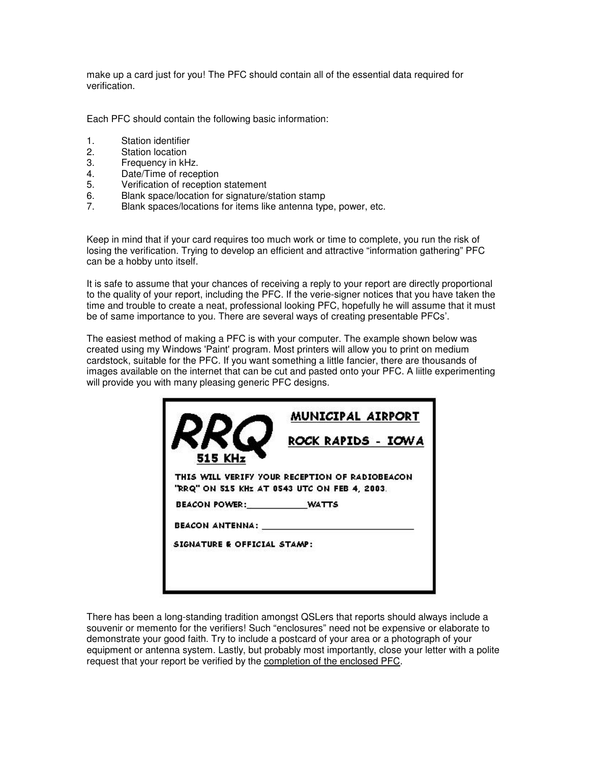make up a card just for you! The PFC should contain all of the essential data required for verification.

Each PFC should contain the following basic information:

1. Station identifier
2. Station location
3. Frequency in kHz.
4. Date/Time of reception
5. Verification of reception statement
6. Blank space/location for signature/station stamp
7. Blank spaces/locations for items like antenna type, power, etc.

Keep in mind that if your card requires too much work or time to complete, you run the risk of losing the verification. Trying to develop an efficient and attractive "information gathering" PFC can be a hobby unto itself.

It is safe to assume that your chances of receiving a reply to your report are directly proportional to the quality of your report, including the PFC. If the verie-signer notices that you have taken the time and trouble to create a neat, professional looking PFC, hopefully he will assume that it must be of same importance to you. There are several ways of creating presentable PFCs'.

The easiest method of making a PFC is with your computer. The example shown below was created using my Windows 'Paint' program. Most printers will allow you to print on medium cardstock, suitable for the PFC. If you want something a little fancier, there are thousands of images available on the internet that can be cut and pasted onto your PFC. A liitle experimenting will provide you with many pleasing generic PFC designs.

RRQ 515 KHz

MUNICIPAL AIRPORT

ROCK RAPIDS - IOWA

THIS WILL VERIFY YOUR RECEPTION OF RADIOBEACON "RRQ" ON 515 KHz AT 0543 UTC ON FEB 4, 2003.

BEACON POWER:____________WATTS

BEACON ANTENNA: ______________________________

SIGNATURE & OFFICIAL STAMP:

There has been a long-standing tradition amongst QSLers that reports should always include a souvenir or memento for the verifiers! Such "enclosures" need not be expensive or elaborate to demonstrate your good faith. Try to include a postcard of your area or a photograph of your equipment or antenna system. Lastly, but probably most importantly, close your letter with a polite request that your report be verified by the <u>completion of the enclosed PFC</u>.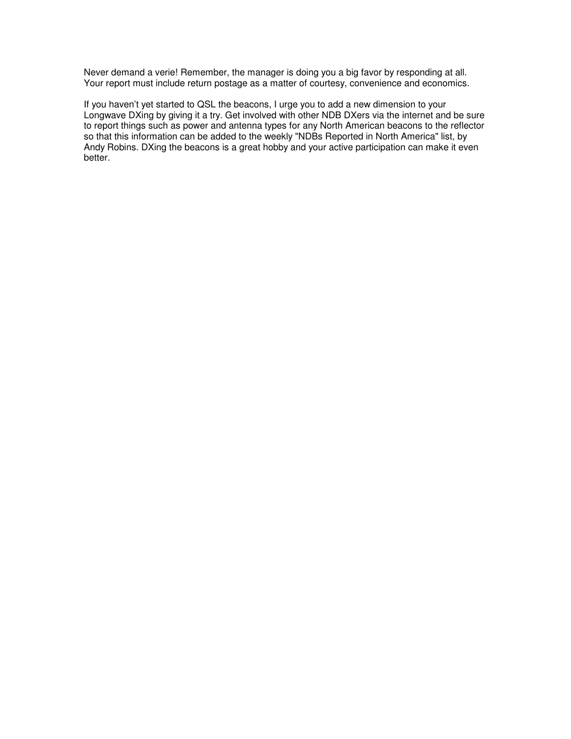Never demand a verie! Remember, the manager is doing you a big favor by responding at all. Your report must include return postage as a matter of courtesy, convenience and economics.

If you haven't yet started to QSL the beacons, I urge you to add a new dimension to your Longwave DXing by giving it a try. Get involved with other NDB DXers via the internet and be sure to report things such as power and antenna types for any North American beacons to the reflector so that this information can be added to the weekly "NDBs Reported in North America" list, by Andy Robins. DXing the beacons is a great hobby and your active participation can make it even better.